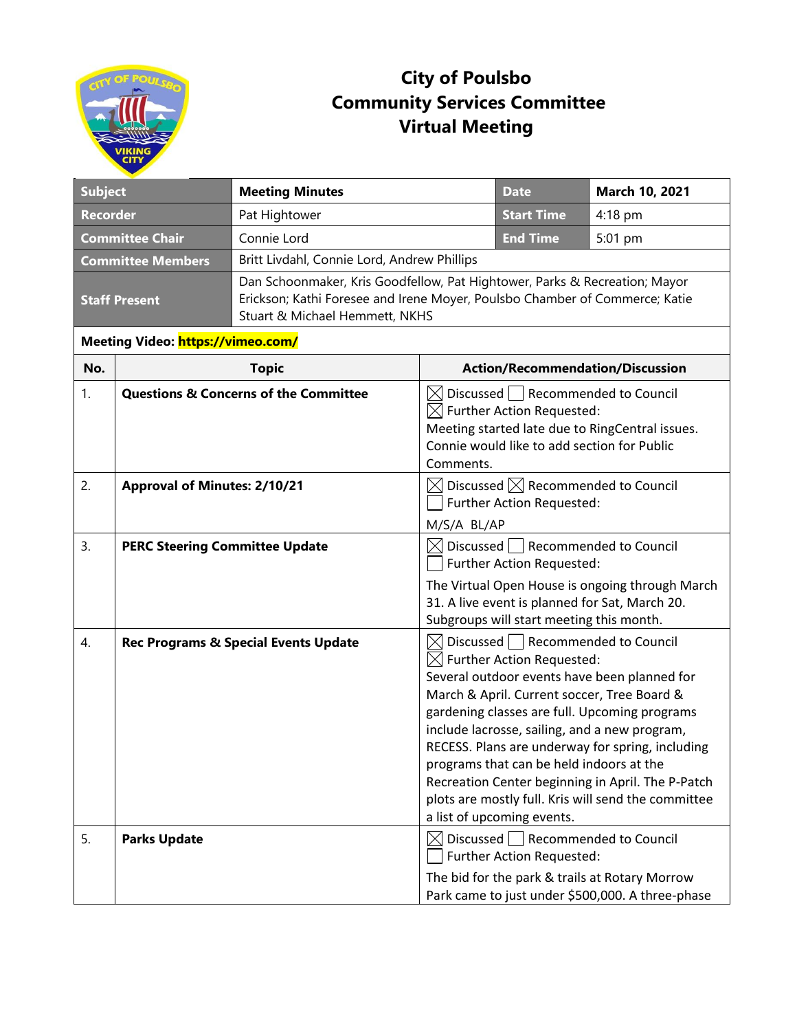# City of Poulsbo
# Community Services Committee
# Virtual Meeting

| Subject | Meeting Minutes | Date | March 10, 2021 |
|---|---|---|---|
| Recorder | Pat Hightower | Start Time | 4:18 pm |
| Committee Chair | Connie Lord | End Time | 5:01 pm |
| Committee Members | Britt Livdahl, Connie Lord, Andrew Phillips | | |
| Staff Present | Dan Schoonmaker, Kris Goodfellow, Pat Hightower, Parks & Recreation; Mayor Erickson; Kathi Foresee and Irene Moyer, Poulsbo Chamber of Commerce; Katie Stuart & Michael Hemmett, NKHS | | |

**Meeting Video: https://vimeo.com/**

| No. | Topic | Action/Recommendation/Discussion |
|---|---|---|
| 1. | **Questions & Concerns of the Committee** | ☒ Discussed ☐ Recommended to Council<br>☒ Further Action Requested:<br>Meeting started late due to RingCentral issues. Connie would like to add section for Public Comments. |
| 2. | **Approval of Minutes: 2/10/21** | ☒ Discussed ☒ Recommended to Council<br>☐ Further Action Requested:<br>M/S/A BL/AP |
| 3. | **PERC Steering Committee Update** | ☒ Discussed ☐ Recommended to Council<br>☐ Further Action Requested:<br>The Virtual Open House is ongoing through March 31. A live event is planned for Sat, March 20. Subgroups will start meeting this month. |
| 4. | **Rec Programs & Special Events Update** | ☒ Discussed ☐ Recommended to Council<br>☒ Further Action Requested:<br>Several outdoor events have been planned for March & April. Current soccer, Tree Board & gardening classes are full. Upcoming programs include lacrosse, sailing, and a new program, RECESS. Plans are underway for spring, including programs that can be held indoors at the Recreation Center beginning in April. The P-Patch plots are mostly full. Kris will send the committee a list of upcoming events. |
| 5. | **Parks Update** | ☒ Discussed ☐ Recommended to Council<br>☐ Further Action Requested:<br>The bid for the park & trails at Rotary Morrow Park came to just under $500,000. A three-phase |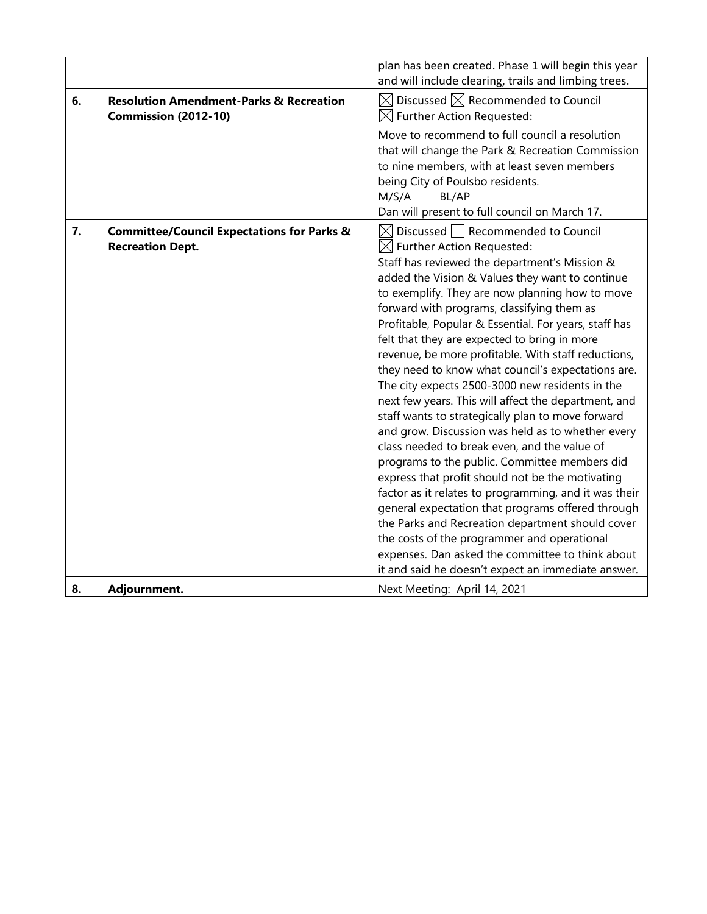| | | |
|---|---|---|
| | | plan has been created. Phase 1 will begin this year and will include clearing, trails and limbing trees. |
| **6.** | **Resolution Amendment-Parks & Recreation Commission (2012-10)** | ☒ Discussed ☒ Recommended to Council ☒ Further Action Requested:<br><br>Move to recommend to full council a resolution that will change the Park & Recreation Commission to nine members, with at least seven members being City of Poulsbo residents.<br>M/S/A BL/AP<br>Dan will present to full council on March 17. |
| **7.** | **Committee/Council Expectations for Parks & Recreation Dept.** | ☒ Discussed ☐ Recommended to Council ☒ Further Action Requested:<br>Staff has reviewed the department's Mission & added the Vision & Values they want to continue to exemplify. They are now planning how to move forward with programs, classifying them as Profitable, Popular & Essential. For years, staff has felt that they are expected to bring in more revenue, be more profitable. With staff reductions, they need to know what council's expectations are. The city expects 2500-3000 new residents in the next few years. This will affect the department, and staff wants to strategically plan to move forward and grow. Discussion was held as to whether every class needed to break even, and the value of programs to the public. Committee members did express that profit should not be the motivating factor as it relates to programming, and it was their general expectation that programs offered through the Parks and Recreation department should cover the costs of the programmer and operational expenses. Dan asked the committee to think about it and said he doesn't expect an immediate answer. |
| **8.** | **Adjournment.** | Next Meeting: April 14, 2021 |